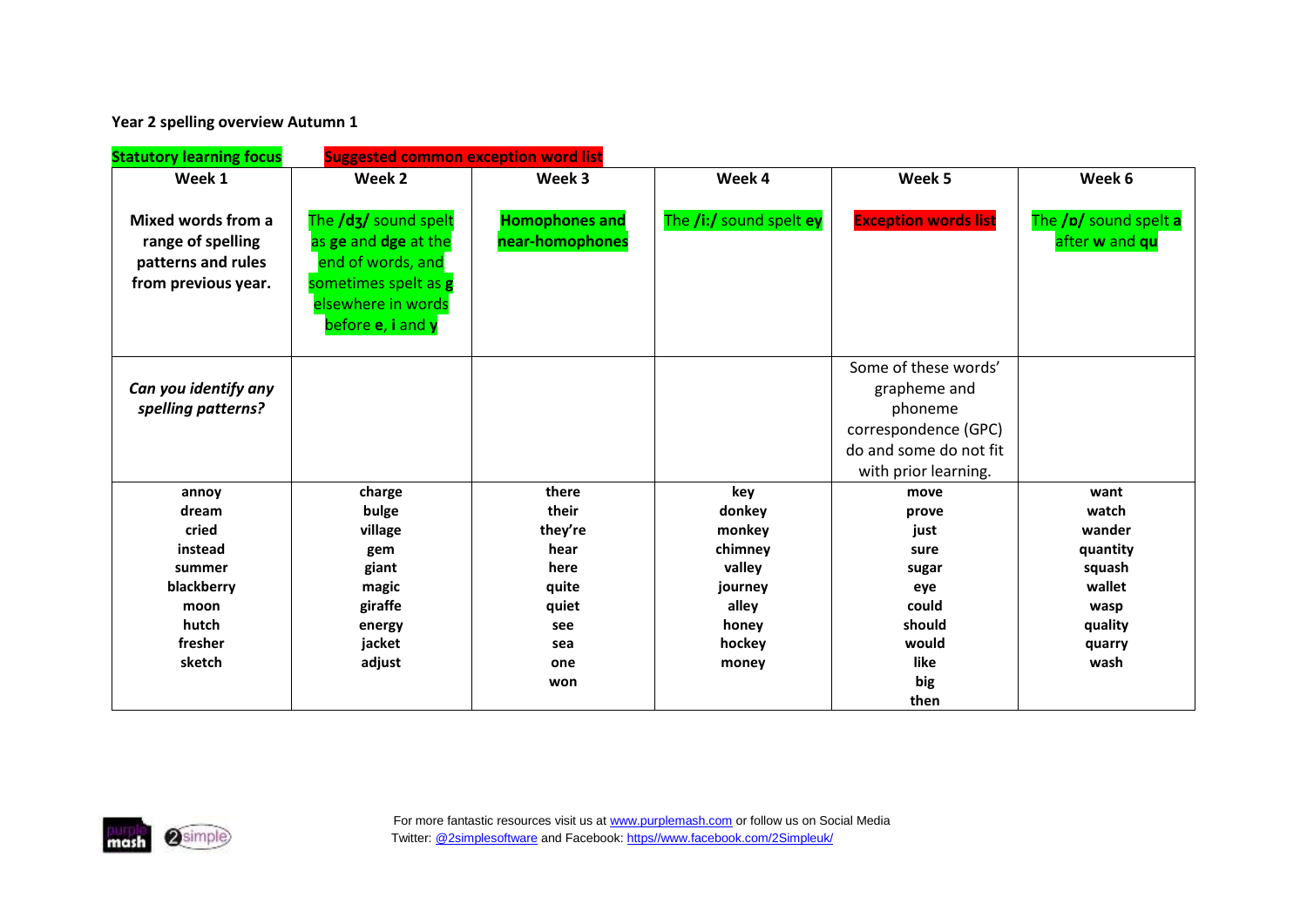# Year 2 spelling overview Autumn 1

Statutory learning focus | Suggested common exception word list

| Week 1 | Week 2 | Week 3 | Week 4 | Week 5 | Week 6 |
|---|---|---|---|---|---|
| **Mixed words from a range of spelling patterns and rules from previous year.** | The **/dʒ/** sound spelt as **ge** and **dge** at the end of words, and sometimes spelt as **g** elsewhere in words before **e**, **i** and **y** | **Homophones and near-homophones** | The **/i:/** sound spelt **ey** | **Exception words list** | The **/ɒ/** sound spelt **a** after **w** and **qu** |
| ***Can you identify any spelling patterns?*** | | | | Some of these words' grapheme and phoneme correspondence (GPC) do and some do not fit with prior learning. | |
| **annoy**<br>**dream**<br>**cried**<br>**instead**<br>**summer**<br>**blackberry**<br>**moon**<br>**hutch**<br>**fresher**<br>**sketch** | **charge**<br>**bulge**<br>**village**<br>**gem**<br>**giant**<br>**magic**<br>**giraffe**<br>**energy**<br>**jacket**<br>**adjust** | **there**<br>**their**<br>**they're**<br>**hear**<br>**here**<br>**quite**<br>**quiet**<br>**see**<br>**sea**<br>**one**<br>**won** | **key**<br>**donkey**<br>**monkey**<br>**chimney**<br>**valley**<br>**journey**<br>**alley**<br>**honey**<br>**hockey**<br>**money** | **move**<br>**prove**<br>**just**<br>**sure**<br>**sugar**<br>**eye**<br>**could**<br>**should**<br>**would**<br>**like**<br>**big**<br>**then** | **want**<br>**watch**<br>**wander**<br>**quantity**<br>**squash**<br>**wallet**<br>**wasp**<br>**quality**<br>**quarry**<br>**wash** |

For more fantastic resources visit us at www.purplemash.com or follow us on Social Media
Twitter: @2simplesoftware and Facebook: https//www.facebook.com/2Simpleuk/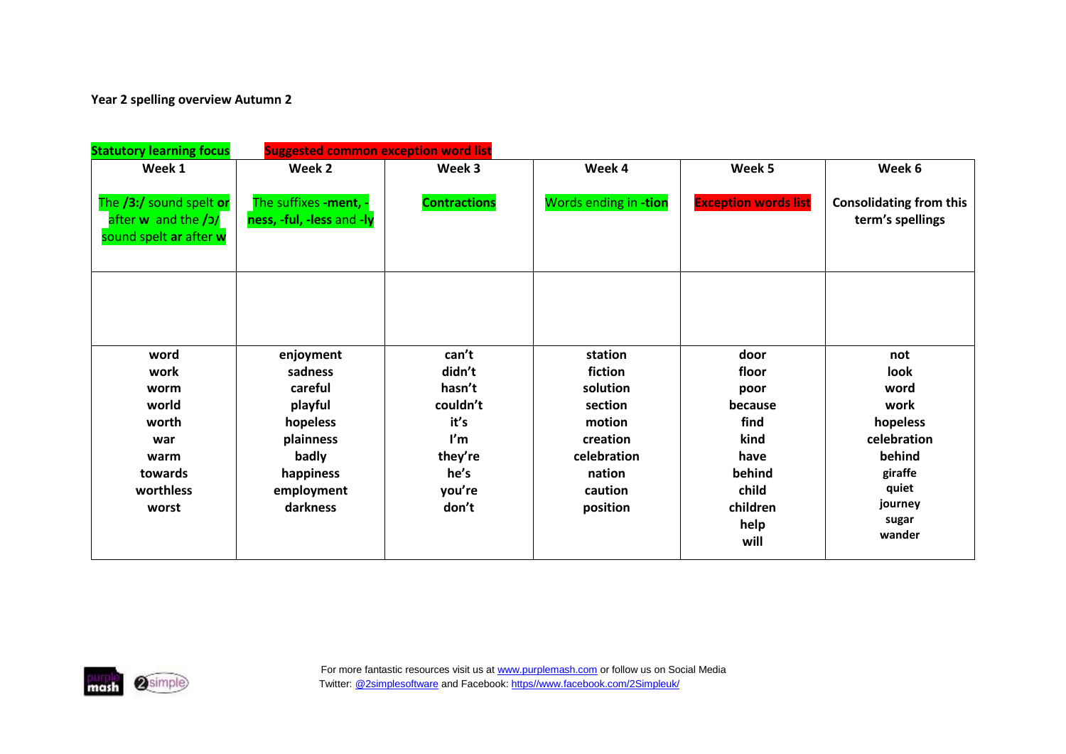**Year 2 spelling overview Autumn 2**

Statutory learning focus — Suggested common exception word list

| Week 1 | Week 2 | Week 3 | Week 4 | Week 5 | Week 6 |
|---|---|---|---|---|---|
| The /3:/ sound spelt **or** after **w** and the /ɔ/ sound spelt **ar** after **w** | The suffixes **-ment, -ness, -ful, -less** and **-ly** | **Contractions** | Words ending in **-tion** | **Exception words list** | **Consolidating from this term's spellings** |
| | | | | | |
| word<br>work<br>worm<br>world<br>worth<br>war<br>warm<br>towards<br>worthless<br>worst | enjoyment<br>sadness<br>careful<br>playful<br>hopeless<br>plainness<br>badly<br>happiness<br>employment<br>darkness | can't<br>didn't<br>hasn't<br>couldn't<br>it's<br>I'm<br>they're<br>he's<br>you're<br>don't | station<br>fiction<br>solution<br>section<br>motion<br>creation<br>celebration<br>nation<br>caution<br>position | door<br>floor<br>poor<br>because<br>find<br>kind<br>have<br>behind<br>child<br>children<br>help<br>will | not<br>look<br>word<br>work<br>hopeless<br>celebration<br>behind<br>giraffe<br>quiet<br>journey<br>sugar<br>wander |

For more fantastic resources visit us at www.purplemash.com or follow us on Social Media
Twitter: @2simplesoftware and Facebook: https//www.facebook.com/2Simpleuk/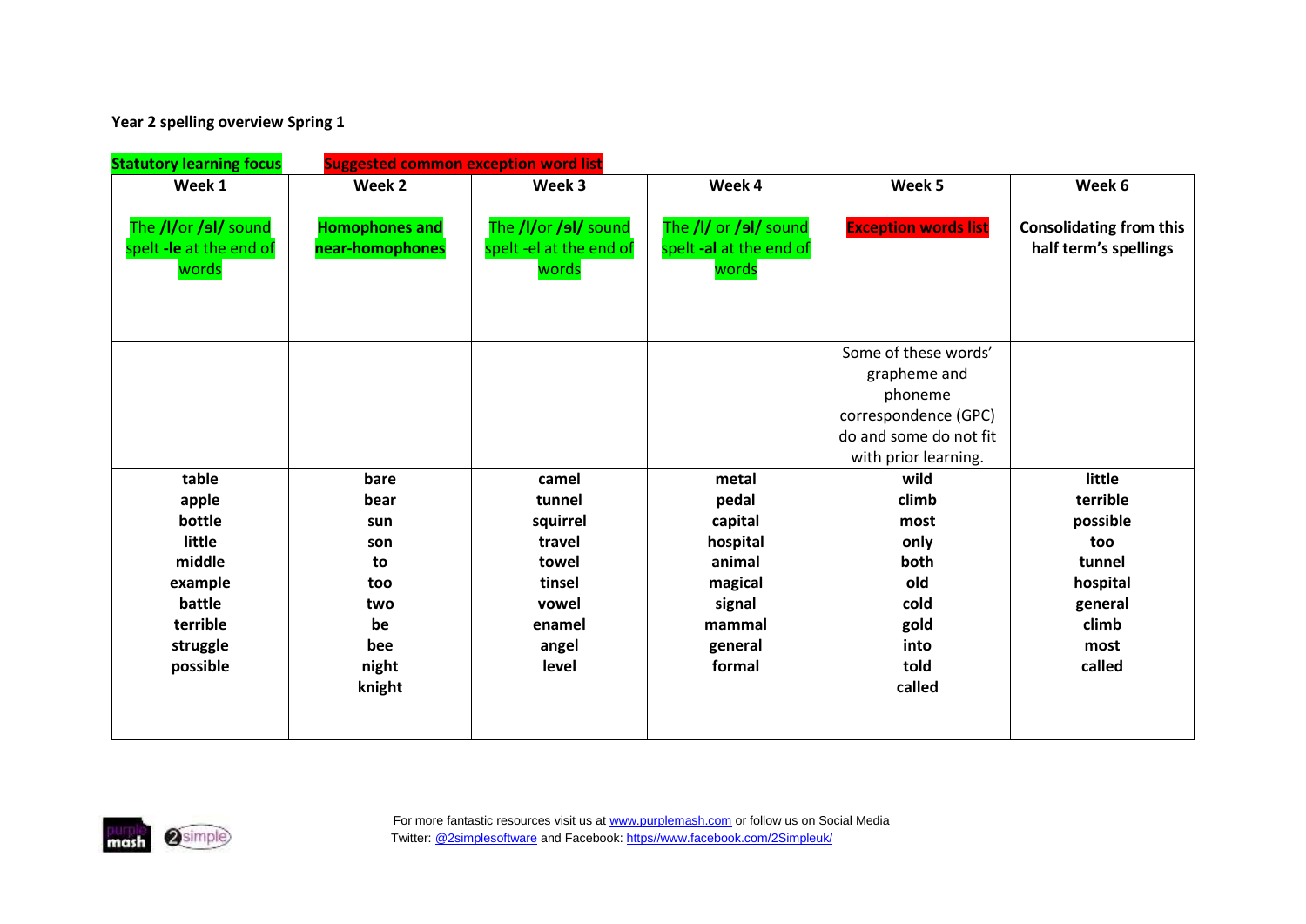**Year 2 spelling overview Spring 1**

**Statistical learning focus** **Suggested common exception word list**

| Week 1 | Week 2 | Week 3 | Week 4 | Week 5 | Week 6 |
|---|---|---|---|---|---|
| The **/l/**or **/əl/** sound spelt **-le** at the end of words | **Homophones and near-homophones** | The **/l/**or **/əl/** sound spelt -el at the end of words | The **/l/** or **/əl/** sound spelt **-al** at the end of words | **Exception words list** | **Consolidating from this half term's spellings** |
| | | | | Some of these words' grapheme and phoneme correspondence (GPC) do and some do not fit with prior learning. | |
| **table**<br>**apple**<br>**bottle**<br>**little**<br>**middle**<br>**example**<br>**battle**<br>**terrible**<br>**struggle**<br>**possible** | **bare**<br>**bear**<br>**sun**<br>**son**<br>**to**<br>**too**<br>**two**<br>**be**<br>**bee**<br>**night**<br>**knight** | **camel**<br>**tunnel**<br>**squirrel**<br>**travel**<br>**towel**<br>**tinsel**<br>**vowel**<br>**enamel**<br>**angel**<br>**level** | **metal**<br>**pedal**<br>**capital**<br>**hospital**<br>**animal**<br>**magical**<br>**signal**<br>**mammal**<br>**general**<br>**formal** | **wild**<br>**climb**<br>**most**<br>**only**<br>**both**<br>**old**<br>**cold**<br>**gold**<br>**into**<br>**told**<br>**called** | **little**<br>**terrible**<br>**possible**<br>**too**<br>**tunnel**<br>**hospital**<br>**general**<br>**climb**<br>**most**<br>**called** |

For more fantastic resources visit us at www.purplemash.com or follow us on Social Media
Twitter: @2simplesoftware and Facebook: https//www.facebook.com/2Simpleuk/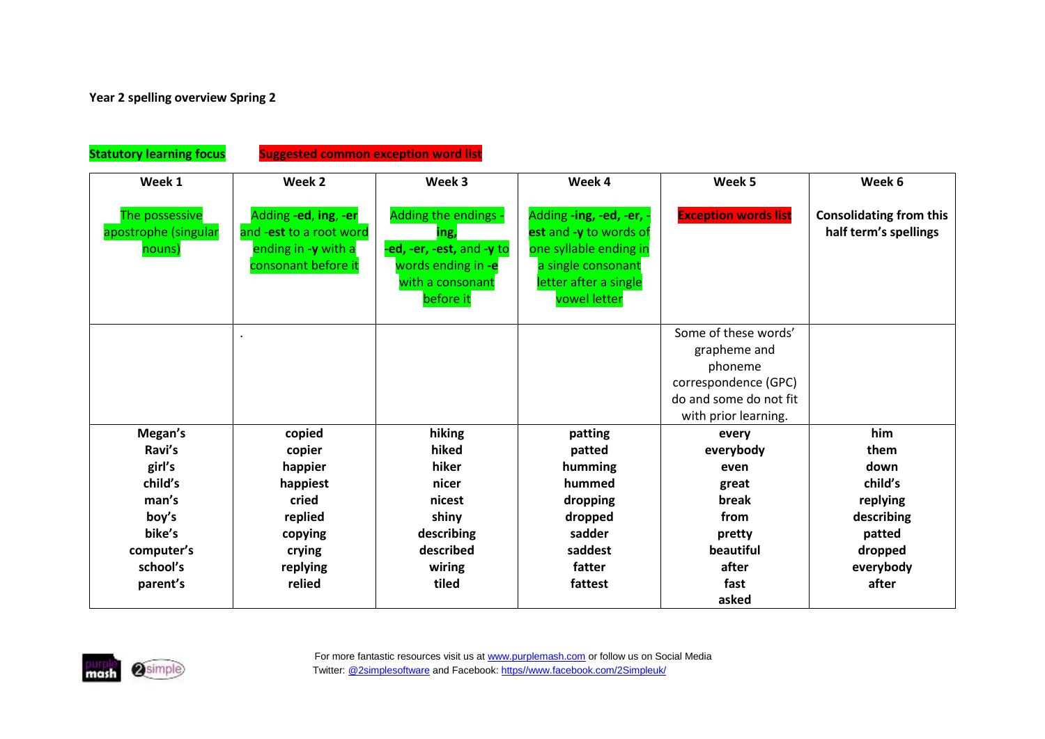**Year 2 spelling overview Spring 2**

**Statistical learning focus** **Suggested common exception word list**

| Week 1 | Week 2 | Week 3 | Week 4 | Week 5 | Week 6 |
|---|---|---|---|---|---|
| The possessive apostrophe (singular nouns) | Adding **-ed**, **ing**, **-er** and **-est** to a root word ending in **-y** with a consonant before it | Adding the endings **-ing**, **-ed**, **-er**, **-est**, and **-y** to words ending in **-e** with a consonant before it | Adding **-ing**, **-ed**, **-er**, **-est** and **-y** to words of one syllable ending in a single consonant letter after a single vowel letter | **Exception words list** | **Consolidating from this half term's spellings** |
| | . | | | Some of these words' grapheme and phoneme correspondence (GPC) do and some do not fit with prior learning. | |
| **Megan's**<br>**Ravi's**<br>**girl's**<br>**child's**<br>**man's**<br>**boy's**<br>**bike's**<br>**computer's**<br>**school's**<br>**parent's** | **copied**<br>**copier**<br>**happier**<br>**happiest**<br>**cried**<br>**replied**<br>**copying**<br>**crying**<br>**replying**<br>**relied** | **hiking**<br>**hiked**<br>**hiker**<br>**nicer**<br>**nicest**<br>**shiny**<br>**describing**<br>**described**<br>**wiring**<br>**tiled** | **patting**<br>**patted**<br>**humming**<br>**hummed**<br>**dropping**<br>**dropped**<br>**sadder**<br>**saddest**<br>**fatter**<br>**fattest** | **every**<br>**everybody**<br>**even**<br>**great**<br>**break**<br>**from**<br>**pretty**<br>**beautiful**<br>**after**<br>**fast**<br>**asked** | **him**<br>**them**<br>**down**<br>**child's**<br>**replying**<br>**describing**<br>**patted**<br>**dropped**<br>**everybody**<br>**after** |

For more fantastic resources visit us at www.purplemash.com or follow us on Social Media
Twitter: @2simplesoftware and Facebook: https//www.facebook.com/2Simpleuk/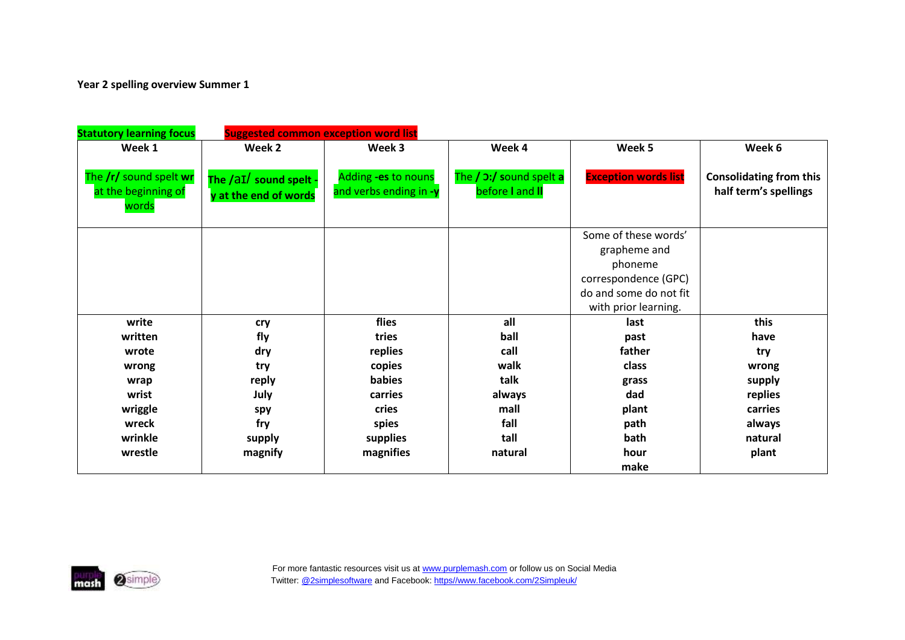**Year 2 spelling overview Summer 1**

**Statistical learning focus** — **Suggested common exception word list**

| Week 1 | Week 2 | Week 3 | Week 4 | Week 5 | Week 6 |
|---|---|---|---|---|---|
| The **/r/** sound spelt **wr** at the beginning of words | **The /aɪ/ sound spelt -y at the end of words** | Adding **-es** to nouns and verbs ending in **-y** | The **/ ɔ:/** sound spelt **a** before **l** and **ll** | **Exception words list** | **Consolidating from this half term's spellings** |
| | | | | Some of these words' grapheme and phoneme correspondence (GPC) do and some do not fit with prior learning. | |
| **write**<br>**written**<br>**wrote**<br>**wrong**<br>**wrap**<br>**wrist**<br>**wriggle**<br>**wreck**<br>**wrinkle**<br>**wrestle** | **cry**<br>**fly**<br>**dry**<br>**try**<br>**reply**<br>**July**<br>**spy**<br>**fry**<br>**supply**<br>**magnify** | **flies**<br>**tries**<br>**replies**<br>**copies**<br>**babies**<br>**carries**<br>**cries**<br>**spies**<br>**supplies**<br>**magnifies** | **all**<br>**ball**<br>**call**<br>**walk**<br>**talk**<br>**always**<br>**mall**<br>**fall**<br>**tall**<br>**natural** | **last**<br>**past**<br>**father**<br>**class**<br>**grass**<br>**dad**<br>**plant**<br>**path**<br>**bath**<br>**hour**<br>**make** | **this**<br>**have**<br>**try**<br>**wrong**<br>**supply**<br>**replies**<br>**carries**<br>**always**<br>**natural**<br>**plant** |

For more fantastic resources visit us at www.purplemash.com or follow us on Social Media
Twitter: @2simplesoftware and Facebook: https//www.facebook.com/2Simpleuk/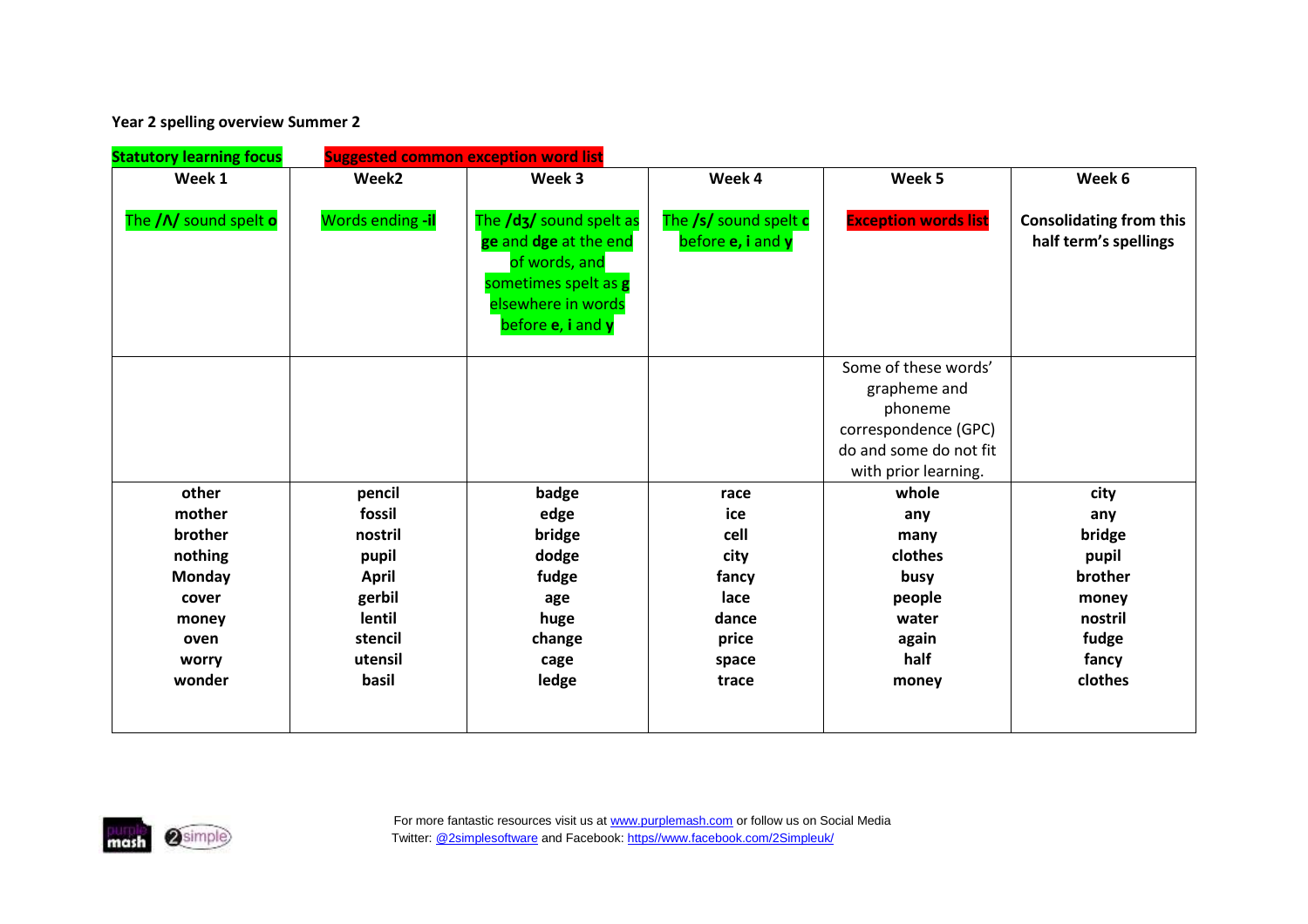**Year 2 spelling overview Summer 2**

Statutory learning focus Suggested common exception word list

| Week 1 | Week2 | Week 3 | Week 4 | Week 5 | Week 6 |
|---|---|---|---|---|---|
| The **/ʌ/** sound spelt **o** | Words ending **-il** | The **/dʒ/** sound spelt as **ge** and **dge** at the end of words, and sometimes spelt as **g** elsewhere in words before **e**, **i** and **y** | The **/s/** sound spelt **c** before **e, i** and **y** | **Exception words list** | **Consolidating from this half term's spellings** |
| | | | | Some of these words' grapheme and phoneme correspondence (GPC) do and some do not fit with prior learning. | |
| **other**<br>**mother**<br>**brother**<br>**nothing**<br>**Monday**<br>**cover**<br>**money**<br>**oven**<br>**worry**<br>**wonder** | **pencil**<br>**fossil**<br>**nostril**<br>**pupil**<br>**April**<br>**gerbil**<br>**lentil**<br>**stencil**<br>**utensil**<br>**basil** | **badge**<br>**edge**<br>**bridge**<br>**dodge**<br>**fudge**<br>**age**<br>**huge**<br>**change**<br>**cage**<br>**ledge** | **race**<br>**ice**<br>**cell**<br>**city**<br>**fancy**<br>**lace**<br>**dance**<br>**price**<br>**space**<br>**trace** | **whole**<br>**any**<br>**many**<br>**clothes**<br>**busy**<br>**people**<br>**water**<br>**again**<br>**half**<br>**money** | **city**<br>**any**<br>**bridge**<br>**pupil**<br>**brother**<br>**money**<br>**nostril**<br>**fudge**<br>**fancy**<br>**clothes** |

For more fantastic resources visit us at www.purplemash.com or follow us on Social Media
Twitter: @2simplesoftware and Facebook: https//www.facebook.com/2Simpleuk/